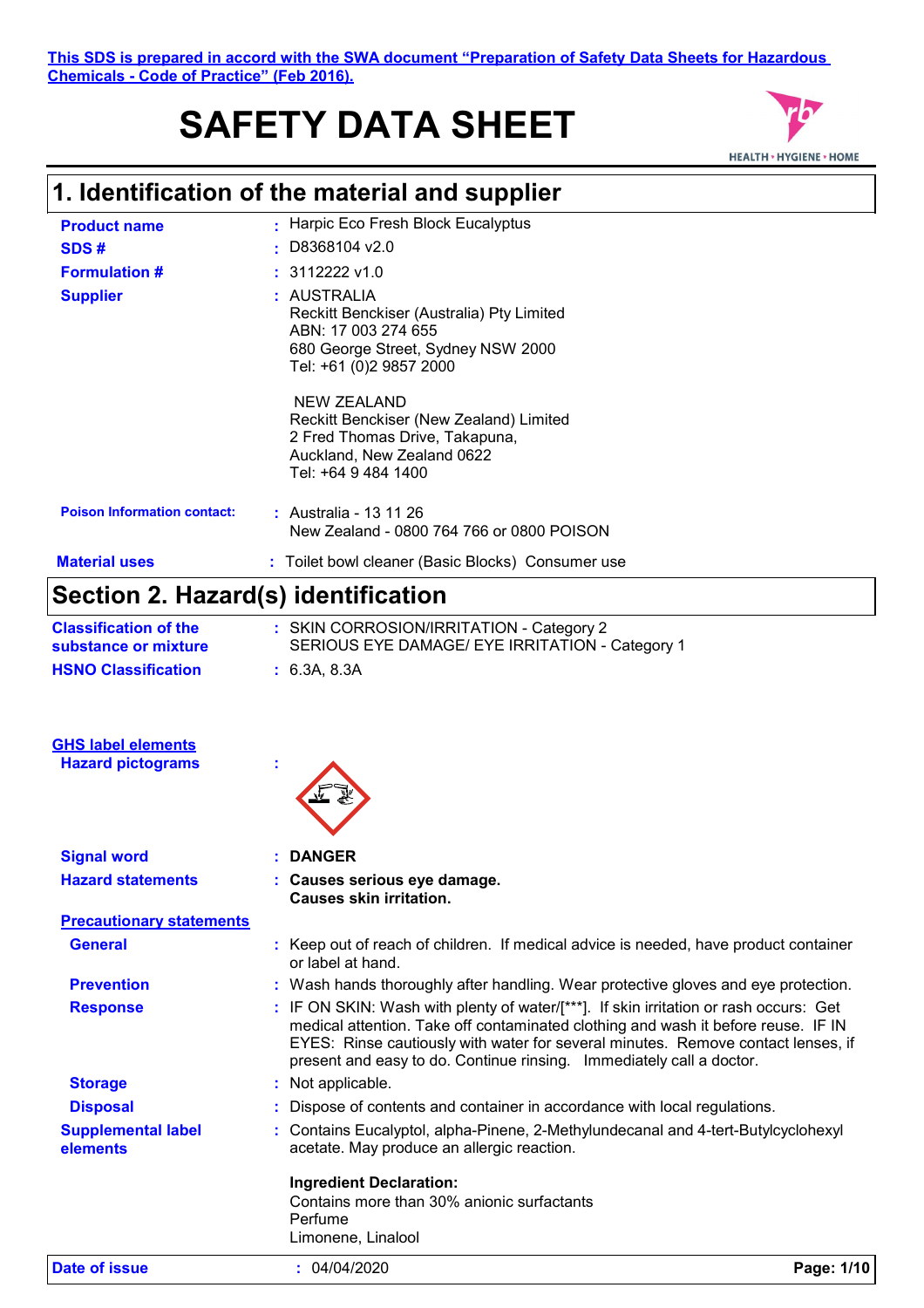This SDS is prepared in accord with the SWA document "Preparation of Safety Data Sheets for Hazardous Chemicals - Code of Practice" (Feb 2016).

# SAFETY DATA SHEET

## 1. Identification of the material and supplier

| | |
|---|---|
| **Product name** | : Harpic Eco Fresh Block Eucalyptus |
| **SDS #** | : D8368104 v2.0 |
| **Formulation #** | : 3112222 v1.0 |
| **Supplier** | : AUSTRALIA<br>Reckitt Benckiser (Australia) Pty Limited<br>ABN: 17 003 274 655<br>680 George Street, Sydney NSW 2000<br>Tel: +61 (0)2 9857 2000<br><br>NEW ZEALAND<br>Reckitt Benckiser (New Zealand) Limited<br>2 Fred Thomas Drive, Takapuna,<br>Auckland, New Zealand 0622<br>Tel: +64 9 484 1400 |
| **Poison Information contact:** | : Australia - 13 11 26<br>New Zealand - 0800 764 766 or 0800 POISON |
| **Material uses** | : Toilet bowl cleaner (Basic Blocks) Consumer use |

## Section 2. Hazard(s) identification

| | |
|---|---|
| **Classification of the substance or mixture** | : SKIN CORROSION/IRRITATION - Category 2<br>SERIOUS EYE DAMAGE/ EYE IRRITATION - Category 1 |
| **HSNO Classification** | : 6.3A, 8.3A |

**GHS label elements**

| | |
|---|---|
| **Hazard pictograms** | : |
| **Signal word** | : **DANGER** |
| **Hazard statements** | : **Causes serious eye damage.**<br>**Causes skin irritation.** |

**Precautionary statements**

| | |
|---|---|
| **General** | : Keep out of reach of children. If medical advice is needed, have product container or label at hand. |
| **Prevention** | : Wash hands thoroughly after handling. Wear protective gloves and eye protection. |
| **Response** | : IF ON SKIN: Wash with plenty of water/[***]. If skin irritation or rash occurs: Get medical attention. Take off contaminated clothing and wash it before reuse. IF IN EYES: Rinse cautiously with water for several minutes. Remove contact lenses, if present and easy to do. Continue rinsing. Immediately call a doctor. |
| **Storage** | : Not applicable. |
| **Disposal** | : Dispose of contents and container in accordance with local regulations. |
| **Supplemental label elements** | : Contains Eucalyptol, alpha-Pinene, 2-Methylundecanal and 4-tert-Butylcyclohexyl acetate. May produce an allergic reaction.<br><br>**Ingredient Declaration:**<br>Contains more than 30% anionic surfactants<br>Perfume<br>Limonene, Linalool |

**Date of issue** : 04/04/2020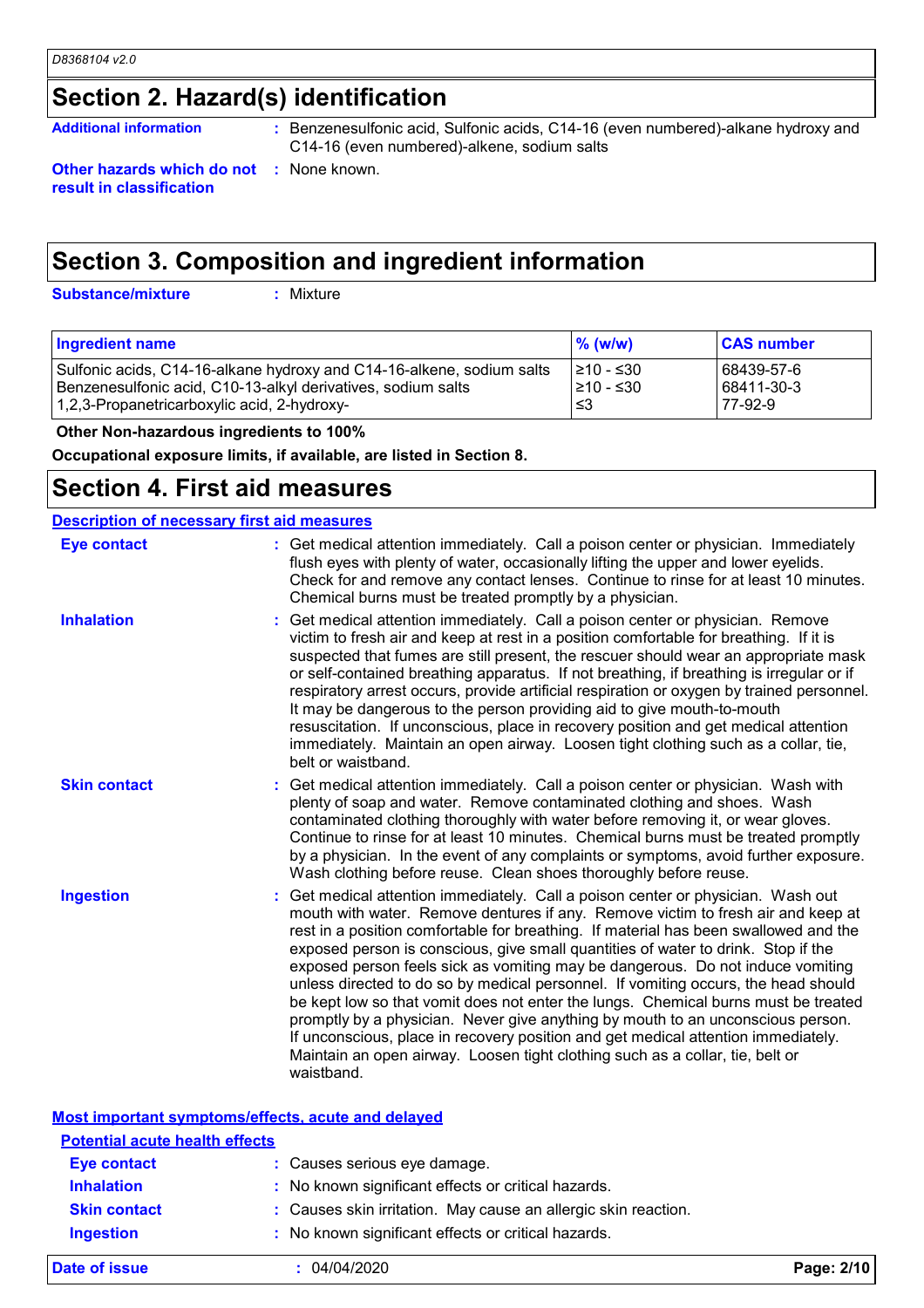## Section 2. Hazard(s) identification

**Additional information** : Benzenesulfonic acid, Sulfonic acids, C14-16 (even numbered)-alkane hydroxy and C14-16 (even numbered)-alkene, sodium salts

**Other hazards which do not result in classification** : None known.

## Section 3. Composition and ingredient information

**Substance/mixture** : Mixture

| Ingredient name | % (w/w) | CAS number |
|---|---|---|
| Sulfonic acids, C14-16-alkane hydroxy and C14-16-alkene, sodium salts | ≥10 - ≤30 | 68439-57-6 |
| Benzenesulfonic acid, C10-13-alkyl derivatives, sodium salts | ≥10 - ≤30 | 68411-30-3 |
| 1,2,3-Propanetricarboxylic acid, 2-hydroxy- | ≤3 | 77-92-9 |

**Other Non-hazardous ingredients to 100%**

**Occupational exposure limits, if available, are listed in Section 8.**

## Section 4. First aid measures

### Description of necessary first aid measures

**Eye contact** : Get medical attention immediately. Call a poison center or physician. Immediately flush eyes with plenty of water, occasionally lifting the upper and lower eyelids. Check for and remove any contact lenses. Continue to rinse for at least 10 minutes. Chemical burns must be treated promptly by a physician.

**Inhalation** : Get medical attention immediately. Call a poison center or physician. Remove victim to fresh air and keep at rest in a position comfortable for breathing. If it is suspected that fumes are still present, the rescuer should wear an appropriate mask or self-contained breathing apparatus. If not breathing, if breathing is irregular or if respiratory arrest occurs, provide artificial respiration or oxygen by trained personnel. It may be dangerous to the person providing aid to give mouth-to-mouth resuscitation. If unconscious, place in recovery position and get medical attention immediately. Maintain an open airway. Loosen tight clothing such as a collar, tie, belt or waistband.

**Skin contact** : Get medical attention immediately. Call a poison center or physician. Wash with plenty of soap and water. Remove contaminated clothing and shoes. Wash contaminated clothing thoroughly with water before removing it, or wear gloves. Continue to rinse for at least 10 minutes. Chemical burns must be treated promptly by a physician. In the event of any complaints or symptoms, avoid further exposure. Wash clothing before reuse. Clean shoes thoroughly before reuse.

**Ingestion** : Get medical attention immediately. Call a poison center or physician. Wash out mouth with water. Remove dentures if any. Remove victim to fresh air and keep at rest in a position comfortable for breathing. If material has been swallowed and the exposed person is conscious, give small quantities of water to drink. Stop if the exposed person feels sick as vomiting may be dangerous. Do not induce vomiting unless directed to do so by medical personnel. If vomiting occurs, the head should be kept low so that vomit does not enter the lungs. Chemical burns must be treated promptly by a physician. Never give anything by mouth to an unconscious person. If unconscious, place in recovery position and get medical attention immediately. Maintain an open airway. Loosen tight clothing such as a collar, tie, belt or waistband.

### Most important symptoms/effects, acute and delayed

#### Potential acute health effects

**Eye contact** : Causes serious eye damage.

**Inhalation** : No known significant effects or critical hazards.

**Skin contact** : Causes skin irritation. May cause an allergic skin reaction.

**Ingestion** : No known significant effects or critical hazards.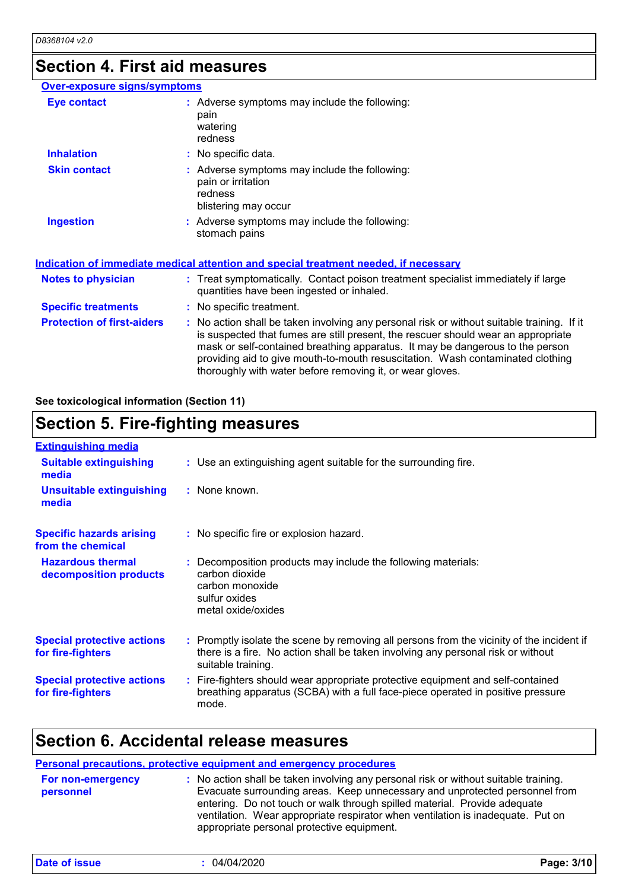## Section 4. First aid measures

### Over-exposure signs/symptoms

**Eye contact** : Adverse symptoms may include the following:
pain
watering
redness

**Inhalation** : No specific data.

**Skin contact** : Adverse symptoms may include the following:
pain or irritation
redness
blistering may occur

**Ingestion** : Adverse symptoms may include the following:
stomach pains

### Indication of immediate medical attention and special treatment needed, if necessary

**Notes to physician** : Treat symptomatically. Contact poison treatment specialist immediately if large quantities have been ingested or inhaled.

**Specific treatments** : No specific treatment.

**Protection of first-aiders** : No action shall be taken involving any personal risk or without suitable training. If it is suspected that fumes are still present, the rescuer should wear an appropriate mask or self-contained breathing apparatus. It may be dangerous to the person providing aid to give mouth-to-mouth resuscitation. Wash contaminated clothing thoroughly with water before removing it, or wear gloves.

**See toxicological information (Section 11)**

## Section 5. Fire-fighting measures

### Extinguishing media

**Suitable extinguishing media** : Use an extinguishing agent suitable for the surrounding fire.

**Unsuitable extinguishing media** : None known.

**Specific hazards arising from the chemical** : No specific fire or explosion hazard.

**Hazardous thermal decomposition products** : Decomposition products may include the following materials:
carbon dioxide
carbon monoxide
sulfur oxides
metal oxide/oxides

**Special protective actions for fire-fighters** : Promptly isolate the scene by removing all persons from the vicinity of the incident if there is a fire. No action shall be taken involving any personal risk or without suitable training.

**Special protective actions for fire-fighters** : Fire-fighters should wear appropriate protective equipment and self-contained breathing apparatus (SCBA) with a full face-piece operated in positive pressure mode.

## Section 6. Accidental release measures

### Personal precautions, protective equipment and emergency procedures

**For non-emergency personnel** : No action shall be taken involving any personal risk or without suitable training. Evacuate surrounding areas. Keep unnecessary and unprotected personnel from entering. Do not touch or walk through spilled material. Provide adequate ventilation. Wear appropriate respirator when ventilation is inadequate. Put on appropriate personal protective equipment.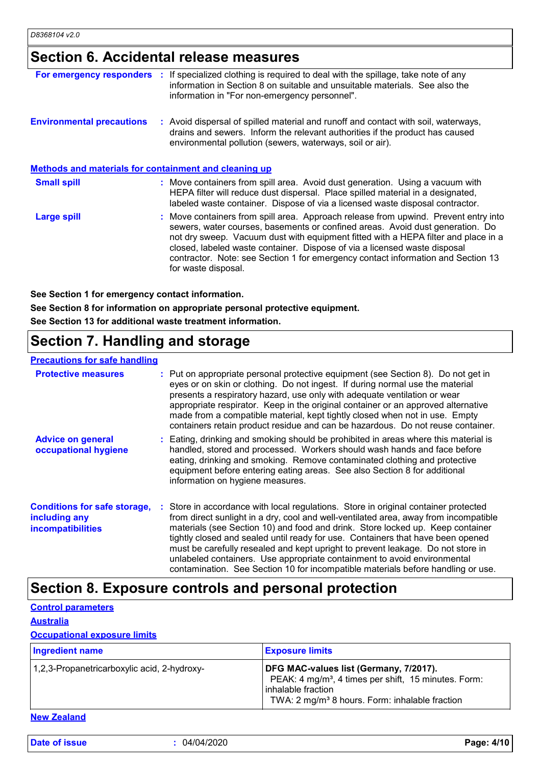## Section 6. Accidental release measures

**For emergency responders** : If specialized clothing is required to deal with the spillage, take note of any information in Section 8 on suitable and unsuitable materials. See also the information in "For non-emergency personnel".

**Environmental precautions** : Avoid dispersal of spilled material and runoff and contact with soil, waterways, drains and sewers. Inform the relevant authorities if the product has caused environmental pollution (sewers, waterways, soil or air).

### Methods and materials for containment and cleaning up

**Small spill** : Move containers from spill area. Avoid dust generation. Using a vacuum with HEPA filter will reduce dust dispersal. Place spilled material in a designated, labeled waste container. Dispose of via a licensed waste disposal contractor.

**Large spill** : Move containers from spill area. Approach release from upwind. Prevent entry into sewers, water courses, basements or confined areas. Avoid dust generation. Do not dry sweep. Vacuum dust with equipment fitted with a HEPA filter and place in a closed, labeled waste container. Dispose of via a licensed waste disposal contractor. Note: see Section 1 for emergency contact information and Section 13 for waste disposal.

**See Section 1 for emergency contact information.**

**See Section 8 for information on appropriate personal protective equipment.**

**See Section 13 for additional waste treatment information.**

## Section 7. Handling and storage

### Precautions for safe handling

**Protective measures** : Put on appropriate personal protective equipment (see Section 8). Do not get in eyes or on skin or clothing. Do not ingest. If during normal use the material presents a respiratory hazard, use only with adequate ventilation or wear appropriate respirator. Keep in the original container or an approved alternative made from a compatible material, kept tightly closed when not in use. Empty containers retain product residue and can be hazardous. Do not reuse container.

**Advice on general occupational hygiene** : Eating, drinking and smoking should be prohibited in areas where this material is handled, stored and processed. Workers should wash hands and face before eating, drinking and smoking. Remove contaminated clothing and protective equipment before entering eating areas. See also Section 8 for additional information on hygiene measures.

**Conditions for safe storage, including any incompatibilities** : Store in accordance with local regulations. Store in original container protected from direct sunlight in a dry, cool and well-ventilated area, away from incompatible materials (see Section 10) and food and drink. Store locked up. Keep container tightly closed and sealed until ready for use. Containers that have been opened must be carefully resealed and kept upright to prevent leakage. Do not store in unlabeled containers. Use appropriate containment to avoid environmental contamination. See Section 10 for incompatible materials before handling or use.

## Section 8. Exposure controls and personal protection

### Control parameters

#### Australia

#### Occupational exposure limits

| Ingredient name | Exposure limits |
| --- | --- |
| 1,2,3-Propanetricarboxylic acid, 2-hydroxy- | **DFG MAC-values list (Germany, 7/2017).**<br>PEAK: 4 mg/m³, 4 times per shift, 15 minutes. Form: inhalable fraction<br>TWA: 2 mg/m³ 8 hours. Form: inhalable fraction |

#### New Zealand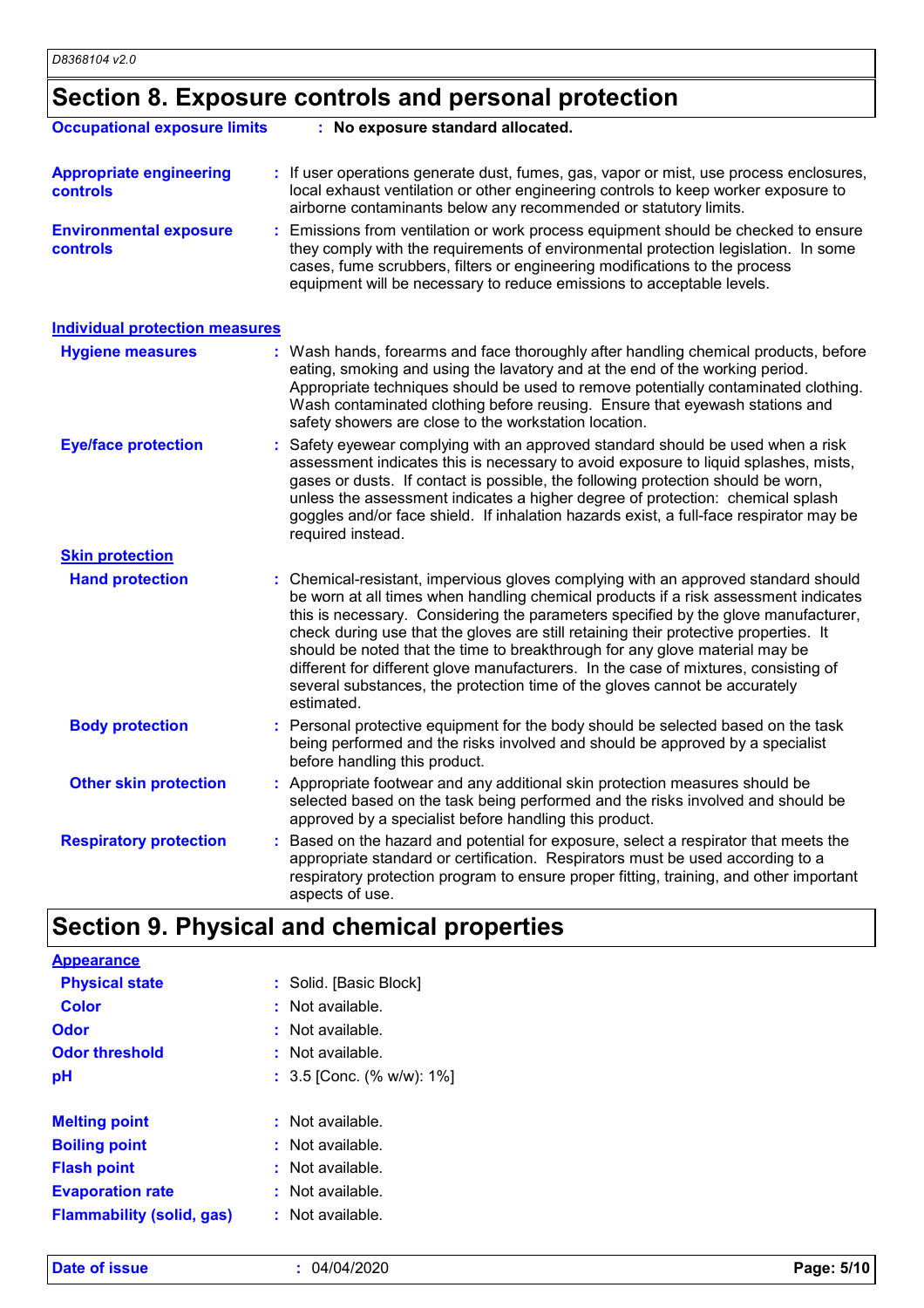## Section 8. Exposure controls and personal protection

| | |
|---|---|
| **Occupational exposure limits** | : **No exposure standard allocated.** |
| **Appropriate engineering controls** | : If user operations generate dust, fumes, gas, vapor or mist, use process enclosures, local exhaust ventilation or other engineering controls to keep worker exposure to airborne contaminants below any recommended or statutory limits. |
| **Environmental exposure controls** | : Emissions from ventilation or work process equipment should be checked to ensure they comply with the requirements of environmental protection legislation. In some cases, fume scrubbers, filters or engineering modifications to the process equipment will be necessary to reduce emissions to acceptable levels. |

### Individual protection measures

| | |
|---|---|
| **Hygiene measures** | : Wash hands, forearms and face thoroughly after handling chemical products, before eating, smoking and using the lavatory and at the end of the working period. Appropriate techniques should be used to remove potentially contaminated clothing. Wash contaminated clothing before reusing. Ensure that eyewash stations and safety showers are close to the workstation location. |
| **Eye/face protection** | : Safety eyewear complying with an approved standard should be used when a risk assessment indicates this is necessary to avoid exposure to liquid splashes, mists, gases or dusts. If contact is possible, the following protection should be worn, unless the assessment indicates a higher degree of protection: chemical splash goggles and/or face shield. If inhalation hazards exist, a full-face respirator may be required instead. |

**Skin protection**

| | |
|---|---|
| **Hand protection** | : Chemical-resistant, impervious gloves complying with an approved standard should be worn at all times when handling chemical products if a risk assessment indicates this is necessary. Considering the parameters specified by the glove manufacturer, check during use that the gloves are still retaining their protective properties. It should be noted that the time to breakthrough for any glove material may be different for different glove manufacturers. In the case of mixtures, consisting of several substances, the protection time of the gloves cannot be accurately estimated. |
| **Body protection** | : Personal protective equipment for the body should be selected based on the task being performed and the risks involved and should be approved by a specialist before handling this product. |
| **Other skin protection** | : Appropriate footwear and any additional skin protection measures should be selected based on the task being performed and the risks involved and should be approved by a specialist before handling this product. |
| **Respiratory protection** | : Based on the hazard and potential for exposure, select a respirator that meets the appropriate standard or certification. Respirators must be used according to a respiratory protection program to ensure proper fitting, training, and other important aspects of use. |

## Section 9. Physical and chemical properties

**Appearance**

| | |
|---|---|
| **Physical state** | : Solid. [Basic Block] |
| **Color** | : Not available. |
| **Odor** | : Not available. |
| **Odor threshold** | : Not available. |
| **pH** | : 3.5 [Conc. (% w/w): 1%] |
| **Melting point** | : Not available. |
| **Boiling point** | : Not available. |
| **Flash point** | : Not available. |
| **Evaporation rate** | : Not available. |
| **Flammability (solid, gas)** | : Not available. |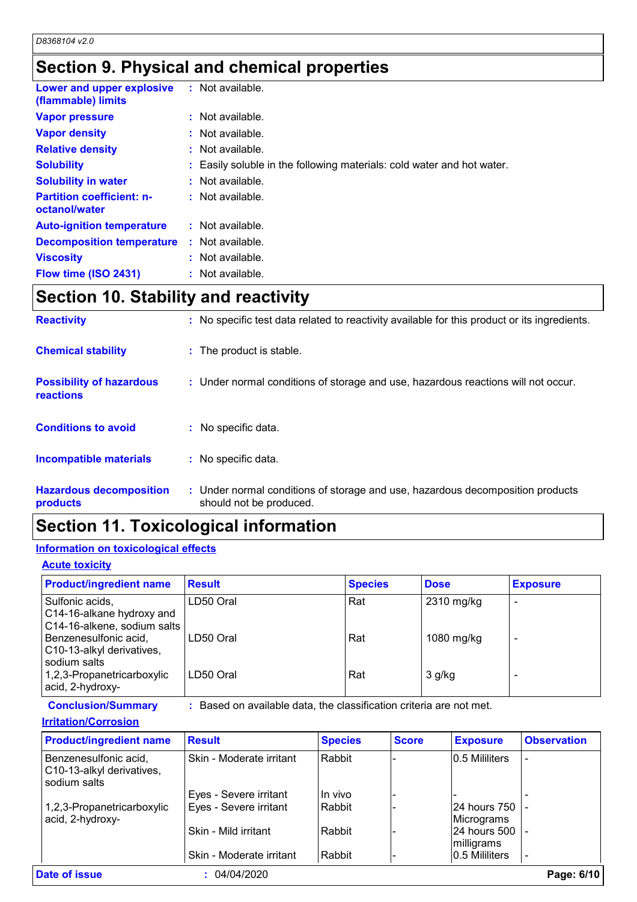## Section 9. Physical and chemical properties

| | |
|---|---|
| **Lower and upper explosive (flammable) limits** | : Not available. |
| **Vapor pressure** | : Not available. |
| **Vapor density** | : Not available. |
| **Relative density** | : Not available. |
| **Solubility** | : Easily soluble in the following materials: cold water and hot water. |
| **Solubility in water** | : Not available. |
| **Partition coefficient: n-octanol/water** | : Not available. |
| **Auto-ignition temperature** | : Not available. |
| **Decomposition temperature** | : Not available. |
| **Viscosity** | : Not available. |
| **Flow time (ISO 2431)** | : Not available. |

## Section 10. Stability and reactivity

| | |
|---|---|
| **Reactivity** | : No specific test data related to reactivity available for this product or its ingredients. |
| **Chemical stability** | : The product is stable. |
| **Possibility of hazardous reactions** | : Under normal conditions of storage and use, hazardous reactions will not occur. |
| **Conditions to avoid** | : No specific data. |
| **Incompatible materials** | : No specific data. |
| **Hazardous decomposition products** | : Under normal conditions of storage and use, hazardous decomposition products should not be produced. |

## Section 11. Toxicological information

### Information on toxicological effects

#### Acute toxicity

| Product/ingredient name | Result | Species | Dose | Exposure |
|---|---|---|---|---|
| Sulfonic acids, C14-16-alkane hydroxy and C14-16-alkene, sodium salts | LD50 Oral | Rat | 2310 mg/kg | - |
| Benzenesulfonic acid, C10-13-alkyl derivatives, sodium salts | LD50 Oral | Rat | 1080 mg/kg | - |
| 1,2,3-Propanetricarboxylic acid, 2-hydroxy- | LD50 Oral | Rat | 3 g/kg | - |

**Conclusion/Summary** : Based on available data, the classification criteria are not met.

#### Irritation/Corrosion

| Product/ingredient name | Result | Species | Score | Exposure | Observation |
|---|---|---|---|---|---|
| Benzenesulfonic acid, C10-13-alkyl derivatives, sodium salts | Skin - Moderate irritant | Rabbit | - | 0.5 Mililiters | - |
| | Eyes - Severe irritant | In vivo | - | - | - |
| 1,2,3-Propanetricarboxylic acid, 2-hydroxy- | Eyes - Severe irritant | Rabbit | - | 24 hours 750 Micrograms | - |
| | Skin - Mild irritant | Rabbit | - | 24 hours 500 milligrams | - |
| | Skin - Moderate irritant | Rabbit | - | 0.5 Mililiters | - |

**Date of issue** : 04/04/2020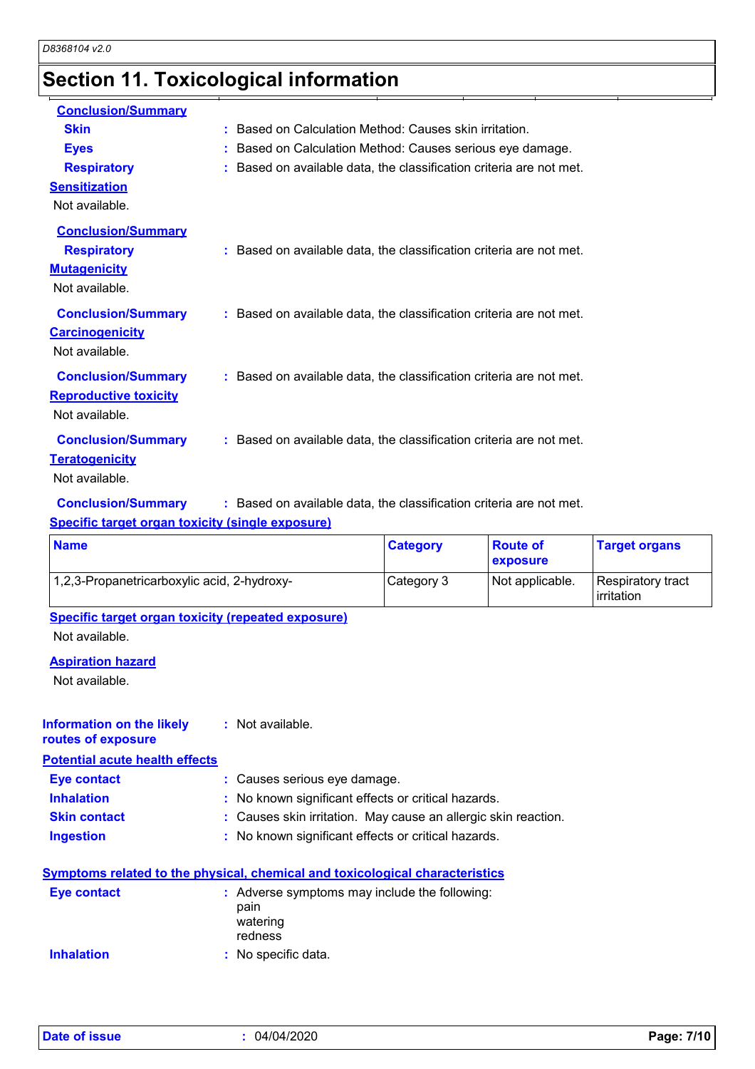## Section 11. Toxicological information

**Conclusion/Summary**

**Skin** : Based on Calculation Method: Causes skin irritation.

**Eyes** : Based on Calculation Method: Causes serious eye damage.

**Respiratory** : Based on available data, the classification criteria are not met.

**Sensitization**

Not available.

**Conclusion/Summary**

**Respiratory** : Based on available data, the classification criteria are not met.

**Mutagenicity**

Not available.

**Conclusion/Summary** : Based on available data, the classification criteria are not met.

**Carcinogenicity**

Not available.

**Conclusion/Summary** : Based on available data, the classification criteria are not met.

**Reproductive toxicity**

Not available.

**Conclusion/Summary** : Based on available data, the classification criteria are not met.

**Teratogenicity**

Not available.

**Conclusion/Summary** : Based on available data, the classification criteria are not met.

**Specific target organ toxicity (single exposure)**

| Name | Category | Route of exposure | Target organs |
|---|---|---|---|
| 1,2,3-Propanetricarboxylic acid, 2-hydroxy- | Category 3 | Not applicable. | Respiratory tract irritation |

**Specific target organ toxicity (repeated exposure)**

Not available.

**Aspiration hazard**

Not available.

**Information on the likely routes of exposure** : Not available.

**Potential acute health effects**

**Eye contact** : Causes serious eye damage.

**Inhalation** : No known significant effects or critical hazards.

**Skin contact** : Causes skin irritation. May cause an allergic skin reaction.

**Ingestion** : No known significant effects or critical hazards.

**Symptoms related to the physical, chemical and toxicological characteristics**

**Eye contact** : Adverse symptoms may include the following:
pain
watering
redness

**Inhalation** : No specific data.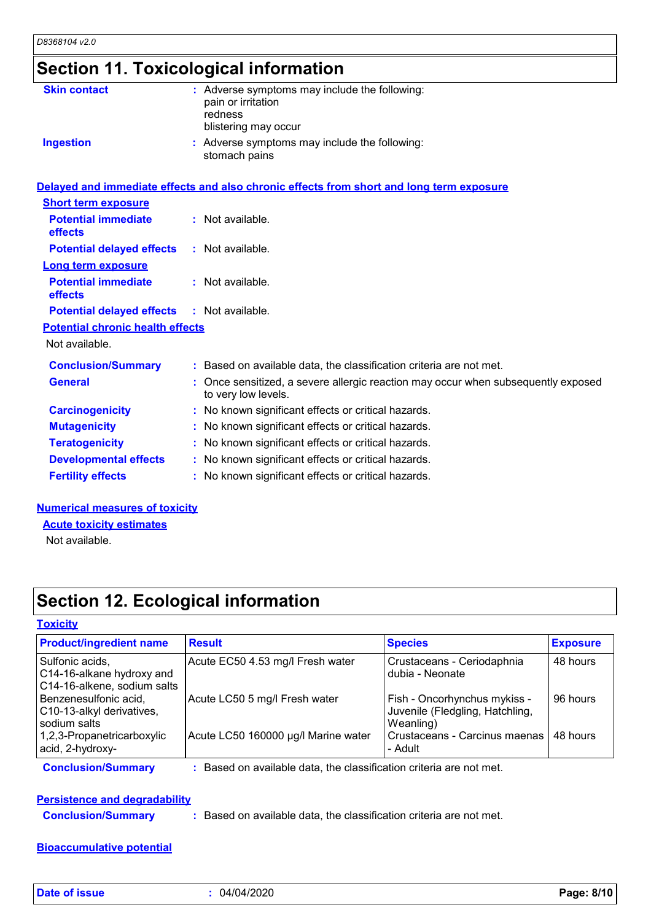## Section 11. Toxicological information

**Skin contact** : Adverse symptoms may include the following:
pain or irritation
redness
blistering may occur

**Ingestion** : Adverse symptoms may include the following:
stomach pains

### Delayed and immediate effects and also chronic effects from short and long term exposure

**Short term exposure**

**Potential immediate effects** : Not available.

**Potential delayed effects** : Not available.

**Long term exposure**

**Potential immediate effects** : Not available.

**Potential delayed effects** : Not available.

**Potential chronic health effects**

Not available.

**Conclusion/Summary** : Based on available data, the classification criteria are not met.

**General** : Once sensitized, a severe allergic reaction may occur when subsequently exposed to very low levels.

**Carcinogenicity** : No known significant effects or critical hazards.

**Mutagenicity** : No known significant effects or critical hazards.

**Teratogenicity** : No known significant effects or critical hazards.

**Developmental effects** : No known significant effects or critical hazards.

**Fertility effects** : No known significant effects or critical hazards.

### Numerical measures of toxicity

**Acute toxicity estimates**

Not available.

## Section 12. Ecological information

### Toxicity

| Product/ingredient name | Result | Species | Exposure |
|---|---|---|---|
| Sulfonic acids, C14-16-alkane hydroxy and C14-16-alkene, sodium salts | Acute EC50 4.53 mg/l Fresh water | Crustaceans - Ceriodaphnia dubia - Neonate | 48 hours |
| Benzenesulfonic acid, C10-13-alkyl derivatives, sodium salts | Acute LC50 5 mg/l Fresh water | Fish - Oncorhynchus mykiss - Juvenile (Fledgling, Hatchling, Weanling) | 96 hours |
| 1,2,3-Propanetricarboxylic acid, 2-hydroxy- | Acute LC50 160000 µg/l Marine water | Crustaceans - Carcinus maenas - Adult | 48 hours |

**Conclusion/Summary** : Based on available data, the classification criteria are not met.

### Persistence and degradability

**Conclusion/Summary** : Based on available data, the classification criteria are not met.

### Bioaccumulative potential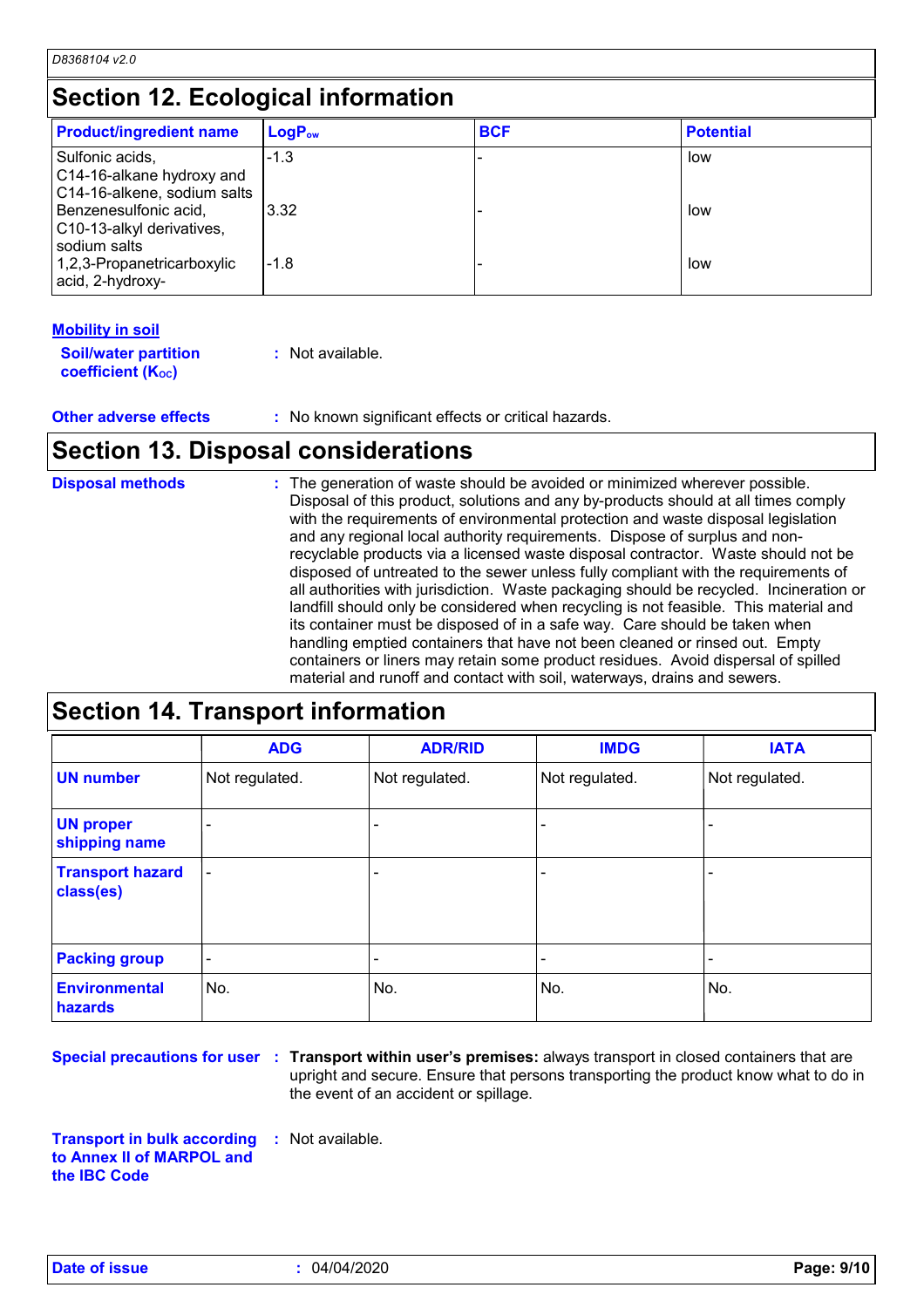## Section 12. Ecological information

| Product/ingredient name | $LogP_{ow}$ | BCF | Potential |
|---|---|---|---|
| Sulfonic acids, C14-16-alkane hydroxy and C14-16-alkene, sodium salts | -1.3 | - | low |
| Benzenesulfonic acid, C10-13-alkyl derivatives, sodium salts | 3.32 | - | low |
| 1,2,3-Propanetricarboxylic acid, 2-hydroxy- | -1.8 | - | low |

**Mobility in soil**

**Soil/water partition coefficient ($K_{OC}$)** : Not available.

**Other adverse effects** : No known significant effects or critical hazards.

## Section 13. Disposal considerations

**Disposal methods** : The generation of waste should be avoided or minimized wherever possible. Disposal of this product, solutions and any by-products should at all times comply with the requirements of environmental protection and waste disposal legislation and any regional local authority requirements. Dispose of surplus and non-recyclable products via a licensed waste disposal contractor. Waste should not be disposed of untreated to the sewer unless fully compliant with the requirements of all authorities with jurisdiction. Waste packaging should be recycled. Incineration or landfill should only be considered when recycling is not feasible. This material and its container must be disposed of in a safe way. Care should be taken when handling emptied containers that have not been cleaned or rinsed out. Empty containers or liners may retain some product residues. Avoid dispersal of spilled material and runoff and contact with soil, waterways, drains and sewers.

## Section 14. Transport information

| | ADG | ADR/RID | IMDG | IATA |
|---|---|---|---|---|
| UN number | Not regulated. | Not regulated. | Not regulated. | Not regulated. |
| UN proper shipping name | - | - | - | - |
| Transport hazard class(es) | - | - | - | - |
| Packing group | - | - | - | - |
| Environmental hazards | No. | No. | No. | No. |

**Special precautions for user** : **Transport within user's premises:** always transport in closed containers that are upright and secure. Ensure that persons transporting the product know what to do in the event of an accident or spillage.

**Transport in bulk according to Annex II of MARPOL and the IBC Code** : Not available.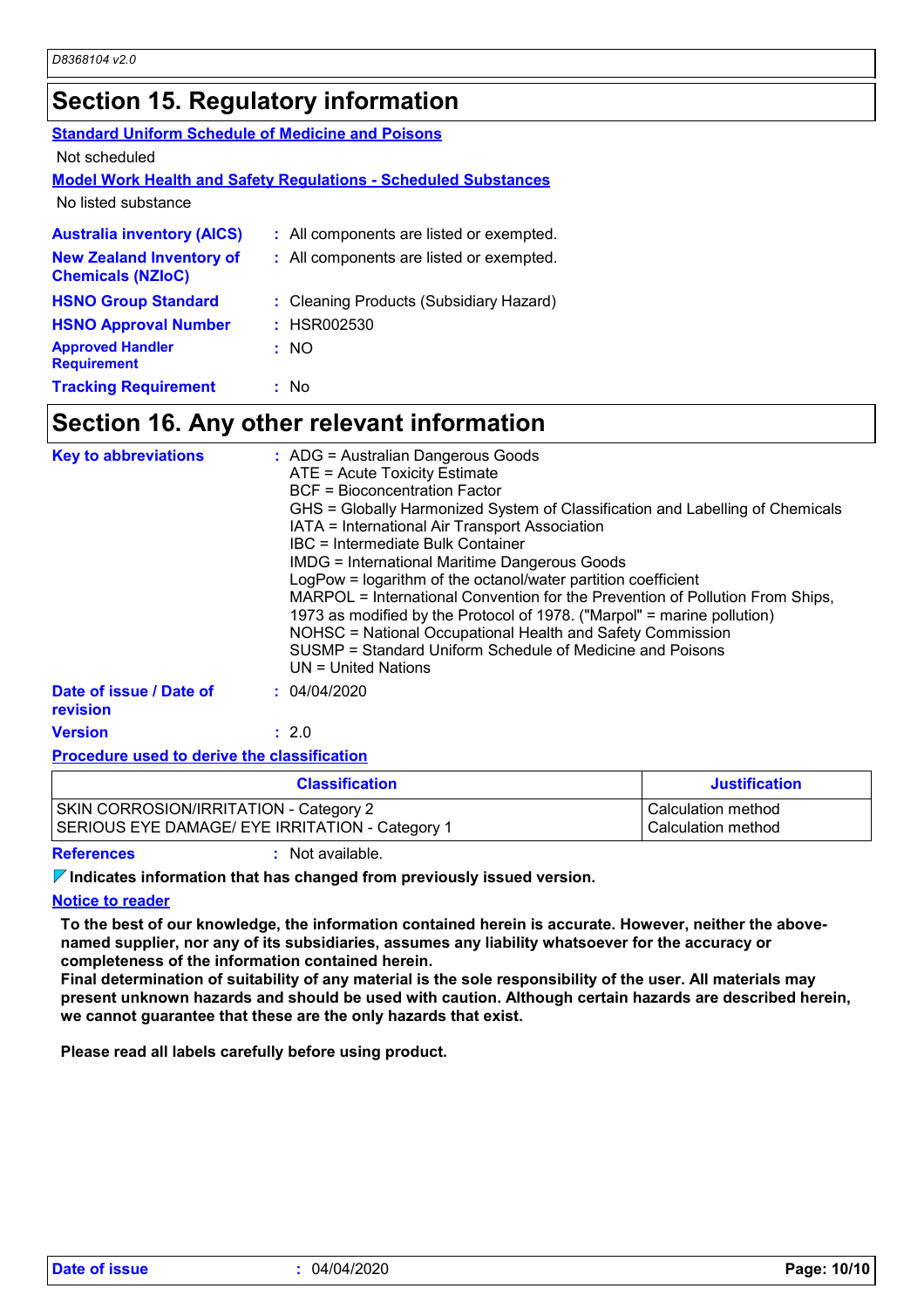## Section 15. Regulatory information

**Standard Uniform Schedule of Medicine and Poisons**

Not scheduled

**Model Work Health and Safety Regulations - Scheduled Substances**

No listed substance

**Australia inventory (AICS)** : All components are listed or exempted.

**New Zealand Inventory of Chemicals (NZIoC)** : All components are listed or exempted.

**HSNO Group Standard** : Cleaning Products (Subsidiary Hazard)

**HSNO Approval Number** : HSR002530

**Approved Handler Requirement** : NO

**Tracking Requirement** : No

## Section 16. Any other relevant information

**Key to abbreviations** :
ADG = Australian Dangerous Goods
ATE = Acute Toxicity Estimate
BCF = Bioconcentration Factor
GHS = Globally Harmonized System of Classification and Labelling of Chemicals
IATA = International Air Transport Association
IBC = Intermediate Bulk Container
IMDG = International Maritime Dangerous Goods
LogPow = logarithm of the octanol/water partition coefficient
MARPOL = International Convention for the Prevention of Pollution From Ships, 1973 as modified by the Protocol of 1978. ("Marpol" = marine pollution)
NOHSC = National Occupational Health and Safety Commission
SUSMP = Standard Uniform Schedule of Medicine and Poisons
UN = United Nations

**Date of issue / Date of revision** : 04/04/2020

**Version** : 2.0

**Procedure used to derive the classification**

| Classification | Justification |
|---|---|
| SKIN CORROSION/IRRITATION - Category 2 | Calculation method |
| SERIOUS EYE DAMAGE/ EYE IRRITATION - Category 1 | Calculation method |

**References** : Not available.

**Indicates information that has changed from previously issued version.**

**Notice to reader**

**To the best of our knowledge, the information contained herein is accurate. However, neither the above-named supplier, nor any of its subsidiaries, assumes any liability whatsoever for the accuracy or completeness of the information contained herein.**
**Final determination of suitability of any material is the sole responsibility of the user. All materials may present unknown hazards and should be used with caution. Although certain hazards are described herein, we cannot guarantee that these are the only hazards that exist.**

**Please read all labels carefully before using product.**